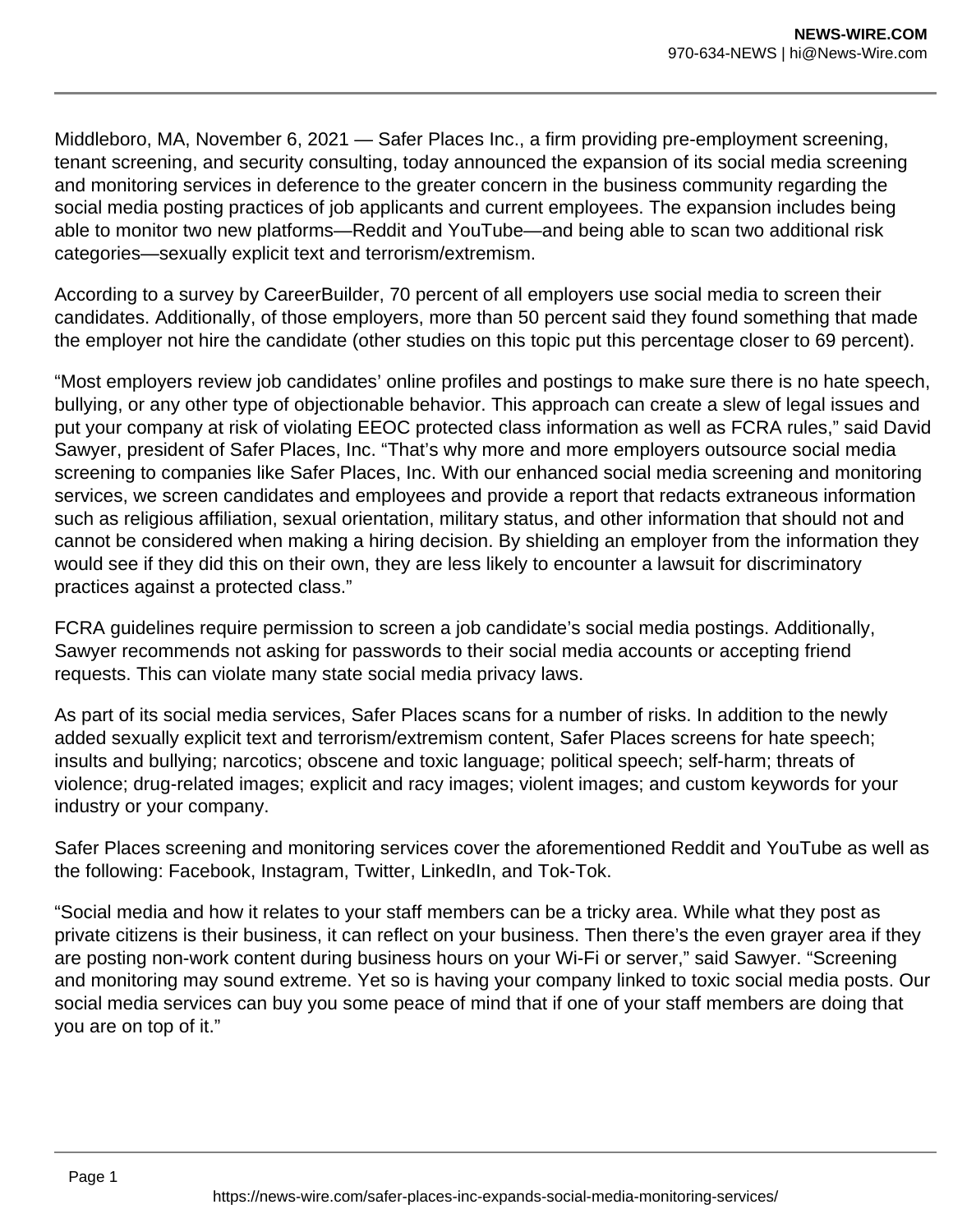Middleboro, MA, November 6, 2021 — Safer Places Inc., a firm providing pre-employment screening, tenant screening, and security consulting, today announced the expansion of its social media screening and monitoring services in deference to the greater concern in the business community regarding the social media posting practices of job applicants and current employees. The expansion includes being able to monitor two new platforms—Reddit and YouTube—and being able to scan two additional risk categories—sexually explicit text and terrorism/extremism.

According to a survey by CareerBuilder, 70 percent of all employers use social media to screen their candidates. Additionally, of those employers, more than 50 percent said they found something that made the employer not hire the candidate (other studies on this topic put this percentage closer to 69 percent).

"Most employers review job candidates' online profiles and postings to make sure there is no hate speech, bullying, or any other type of objectionable behavior. This approach can create a slew of legal issues and put your company at risk of violating EEOC protected class information as well as FCRA rules," said David Sawyer, president of Safer Places, Inc. "That's why more and more employers outsource social media screening to companies like Safer Places, Inc. With our enhanced social media screening and monitoring services, we screen candidates and employees and provide a report that redacts extraneous information such as religious affiliation, sexual orientation, military status, and other information that should not and cannot be considered when making a hiring decision. By shielding an employer from the information they would see if they did this on their own, they are less likely to encounter a lawsuit for discriminatory practices against a protected class."

FCRA guidelines require permission to screen a job candidate's social media postings. Additionally, Sawyer recommends not asking for passwords to their social media accounts or accepting friend requests. This can violate many state social media privacy laws.

As part of its social media services, Safer Places scans for a number of risks. In addition to the newly added sexually explicit text and terrorism/extremism content, Safer Places screens for hate speech; insults and bullying; narcotics; obscene and toxic language; political speech; self-harm; threats of violence; drug-related images; explicit and racy images; violent images; and custom keywords for your industry or your company.

Safer Places screening and monitoring services cover the aforementioned Reddit and YouTube as well as the following: Facebook, Instagram, Twitter, LinkedIn, and Tok-Tok.

"Social media and how it relates to your staff members can be a tricky area. While what they post as private citizens is their business, it can reflect on your business. Then there's the even grayer area if they are posting non-work content during business hours on your Wi-Fi or server," said Sawyer. "Screening and monitoring may sound extreme. Yet so is having your company linked to toxic social media posts. Our social media services can buy you some peace of mind that if one of your staff members are doing that you are on top of it."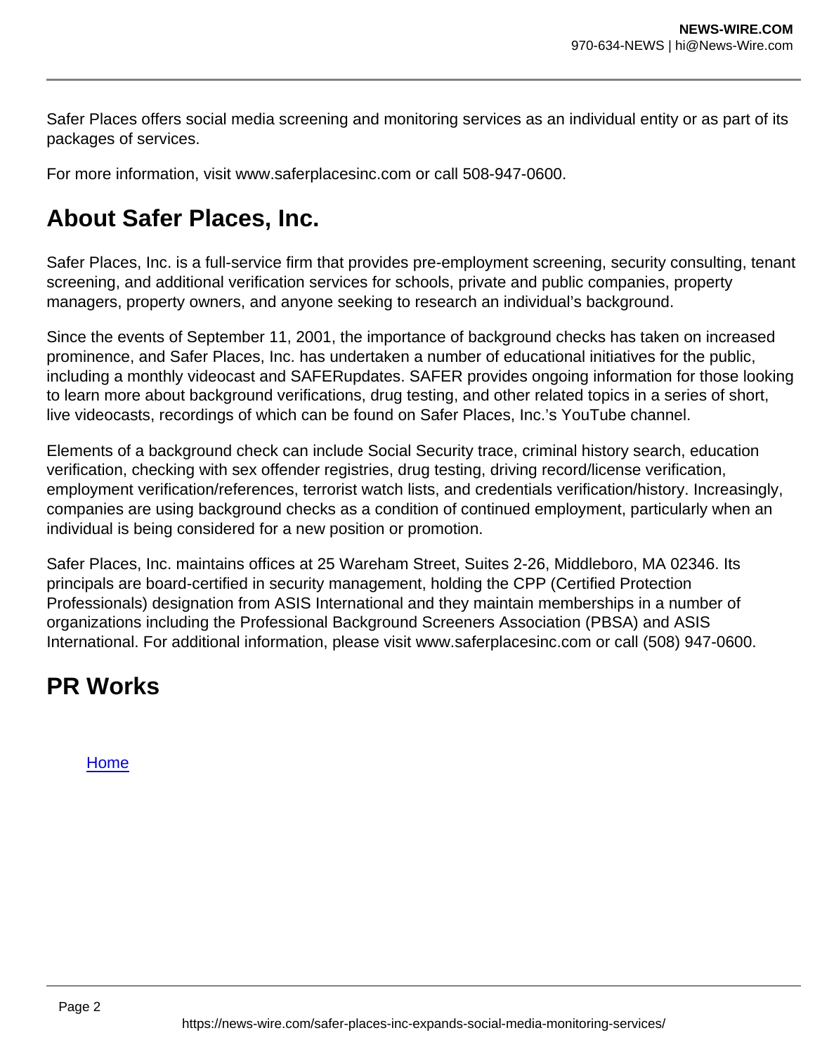Safer Places offers social media screening and monitoring services as an individual entity or as part of its packages of services.

For more information, visit www.saferplacesinc.com or call 508-947-0600.

## About Safer Places, Inc.

Safer Places, Inc. is a full-service firm that provides pre-employment screening, security consulting, tenant screening, and additional verification services for schools, private and public companies, property managers, property owners, and anyone seeking to research an individual's background.

Since the events of September 11, 2001, the importance of background checks has taken on increased prominence, and Safer Places, Inc. has undertaken a number of educational initiatives for the public, including a monthly videocast and SAFERupdates. SAFER provides ongoing information for those looking to learn more about background verifications, drug testing, and other related topics in a series of short, live videocasts, recordings of which can be found on Safer Places, Inc.'s YouTube channel.

Elements of a background check can include Social Security trace, criminal history search, education verification, checking with sex offender registries, drug testing, driving record/license verification, employment verification/references, terrorist watch lists, and credentials verification/history. Increasingly, companies are using background checks as a condition of continued employment, particularly when an individual is being considered for a new position or promotion.

Safer Places, Inc. maintains offices at 25 Wareham Street, Suites 2-26, Middleboro, MA 02346. Its principals are board-certified in security management, holding the CPP (Certified Protection Professionals) designation from ASIS International and they maintain memberships in a number of organizations including the Professional Background Screeners Association (PBSA) and ASIS International. For additional information, please visit www.saferplacesinc.com or call (508) 947-0600.

## PR Works

[Home]